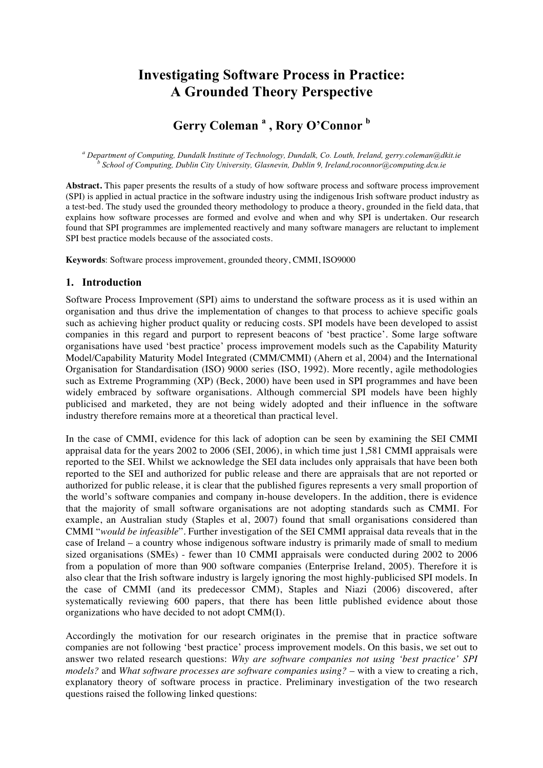# Investigating Software Process in Practice: A Grounded Theory Perspective

## Gerry Coleman [a] , Rory O'Connor [b]

[a] *Department of Computing, Dundalk Institute of Technology, Dundalk, Co. Louth, Ireland, gerry.coleman@dkit.ie*
[b] *School of Computing, Dublin City University, Glasnevin, Dublin 9, Ireland,roconnor@computing.dcu.ie*

**Abstract.** This paper presents the results of a study of how software process and software process improvement (SPI) is applied in actual practice in the software industry using the indigenous Irish software product industry as a test-bed. The study used the grounded theory methodology to produce a theory, grounded in the field data, that explains how software processes are formed and evolve and when and why SPI is undertaken. Our research found that SPI programmes are implemented reactively and many software managers are reluctant to implement SPI best practice models because of the associated costs.

**Keywords**: Software process improvement, grounded theory, CMMI, ISO9000

## 1. Introduction

Software Process Improvement (SPI) aims to understand the software process as it is used within an organisation and thus drive the implementation of changes to that process to achieve specific goals such as achieving higher product quality or reducing costs. SPI models have been developed to assist companies in this regard and purport to represent beacons of 'best practice'. Some large software organisations have used 'best practice' process improvement models such as the Capability Maturity Model/Capability Maturity Model Integrated (CMM/CMMI) (Ahern et al, 2004) and the International Organisation for Standardisation (ISO) 9000 series (ISO, 1992). More recently, agile methodologies such as Extreme Programming (XP) (Beck, 2000) have been used in SPI programmes and have been widely embraced by software organisations. Although commercial SPI models have been highly publicised and marketed, they are not being widely adopted and their influence in the software industry therefore remains more at a theoretical than practical level.

In the case of CMMI, evidence for this lack of adoption can be seen by examining the SEI CMMI appraisal data for the years 2002 to 2006 (SEI, 2006), in which time just 1,581 CMMI appraisals were reported to the SEI. Whilst we acknowledge the SEI data includes only appraisals that have been both reported to the SEI and authorized for public release and there are appraisals that are not reported or authorized for public release, it is clear that the published figures represents a very small proportion of the world's software companies and company in-house developers. In the addition, there is evidence that the majority of small software organisations are not adopting standards such as CMMI. For example, an Australian study (Staples et al, 2007) found that small organisations considered than CMMI "*would be infeasible*". Further investigation of the SEI CMMI appraisal data reveals that in the case of Ireland – a country whose indigenous software industry is primarily made of small to medium sized organisations (SMEs) - fewer than 10 CMMI appraisals were conducted during 2002 to 2006 from a population of more than 900 software companies (Enterprise Ireland, 2005). Therefore it is also clear that the Irish software industry is largely ignoring the most highly-publicised SPI models. In the case of CMMI (and its predecessor CMM), Staples and Niazi (2006) discovered, after systematically reviewing 600 papers, that there has been little published evidence about those organizations who have decided to not adopt CMM(I).

Accordingly the motivation for our research originates in the premise that in practice software companies are not following 'best practice' process improvement models. On this basis, we set out to answer two related research questions: *Why are software companies not using 'best practice' SPI models?* and *What software processes are software companies using?* – with a view to creating a rich, explanatory theory of software process in practice. Preliminary investigation of the two research questions raised the following linked questions: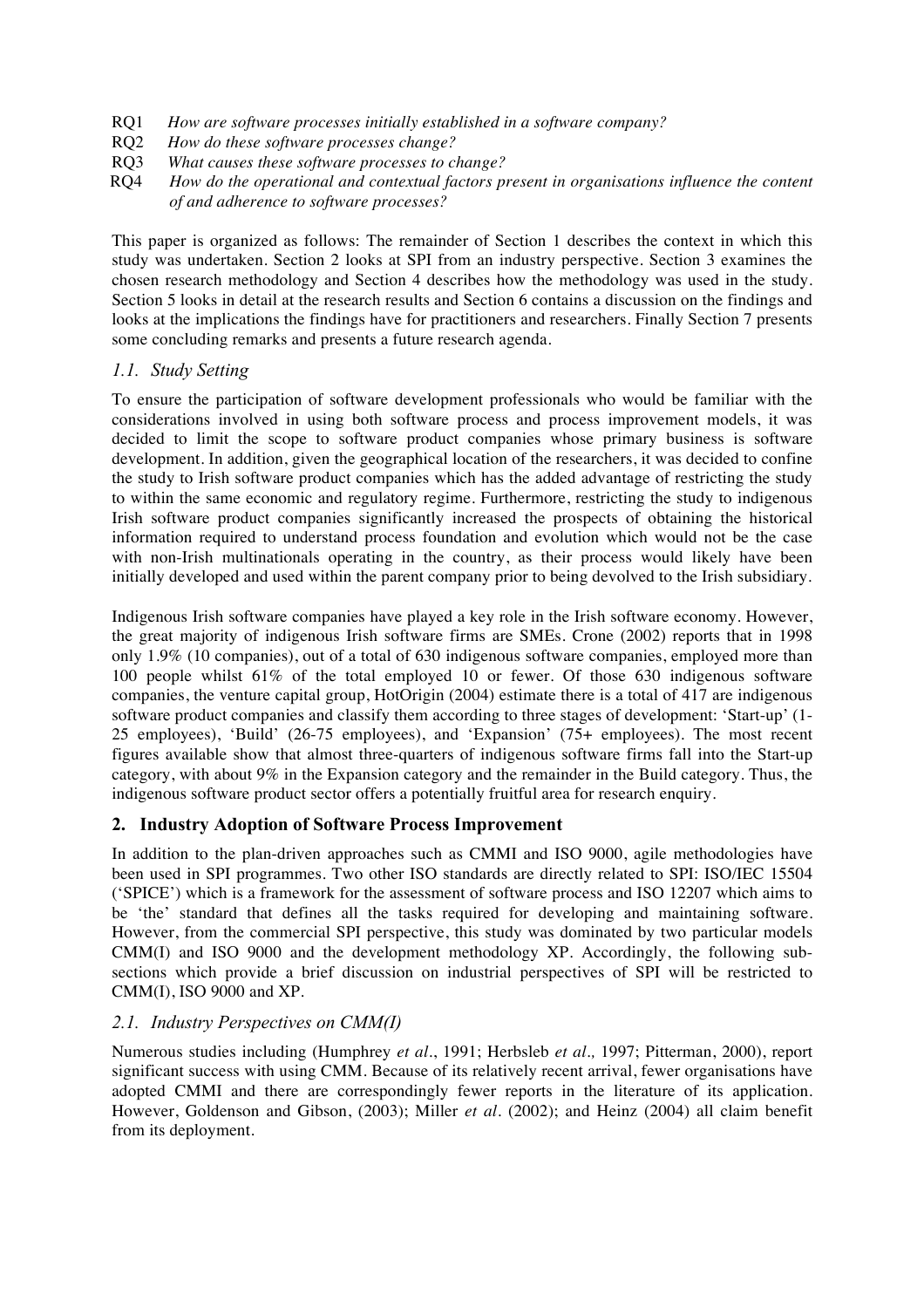- RQ1 *How are software processes initially established in a software company?*
- RQ2 *How do these software processes change?*
- RQ3 *What causes these software processes to change?*
- RQ4 *How do the operational and contextual factors present in organisations influence the content of and adherence to software processes?*

This paper is organized as follows: The remainder of Section 1 describes the context in which this study was undertaken. Section 2 looks at SPI from an industry perspective. Section 3 examines the chosen research methodology and Section 4 describes how the methodology was used in the study. Section 5 looks in detail at the research results and Section 6 contains a discussion on the findings and looks at the implications the findings have for practitioners and researchers. Finally Section 7 presents some concluding remarks and presents a future research agenda.

### *1.1. Study Setting*

To ensure the participation of software development professionals who would be familiar with the considerations involved in using both software process and process improvement models, it was decided to limit the scope to software product companies whose primary business is software development. In addition, given the geographical location of the researchers, it was decided to confine the study to Irish software product companies which has the added advantage of restricting the study to within the same economic and regulatory regime. Furthermore, restricting the study to indigenous Irish software product companies significantly increased the prospects of obtaining the historical information required to understand process foundation and evolution which would not be the case with non-Irish multinationals operating in the country, as their process would likely have been initially developed and used within the parent company prior to being devolved to the Irish subsidiary.

Indigenous Irish software companies have played a key role in the Irish software economy. However, the great majority of indigenous Irish software firms are SMEs. Crone (2002) reports that in 1998 only 1.9% (10 companies), out of a total of 630 indigenous software companies, employed more than 100 people whilst 61% of the total employed 10 or fewer. Of those 630 indigenous software companies, the venture capital group, HotOrigin (2004) estimate there is a total of 417 are indigenous software product companies and classify them according to three stages of development: 'Start-up' (1-25 employees), 'Build' (26-75 employees), and 'Expansion' (75+ employees). The most recent figures available show that almost three-quarters of indigenous software firms fall into the Start-up category, with about 9% in the Expansion category and the remainder in the Build category. Thus, the indigenous software product sector offers a potentially fruitful area for research enquiry.

## 2. Industry Adoption of Software Process Improvement

In addition to the plan-driven approaches such as CMMI and ISO 9000, agile methodologies have been used in SPI programmes. Two other ISO standards are directly related to SPI: ISO/IEC 15504 ('SPICE') which is a framework for the assessment of software process and ISO 12207 which aims to be 'the' standard that defines all the tasks required for developing and maintaining software. However, from the commercial SPI perspective, this study was dominated by two particular models CMM(I) and ISO 9000 and the development methodology XP. Accordingly, the following sub-sections which provide a brief discussion on industrial perspectives of SPI will be restricted to CMM(I), ISO 9000 and XP.

### *2.1. Industry Perspectives on CMM(I)*

Numerous studies including (Humphrey *et al*., 1991; Herbsleb *et al.,* 1997; Pitterman, 2000), report significant success with using CMM. Because of its relatively recent arrival, fewer organisations have adopted CMMI and there are correspondingly fewer reports in the literature of its application. However, Goldenson and Gibson, (2003); Miller *et al*. (2002); and Heinz (2004) all claim benefit from its deployment.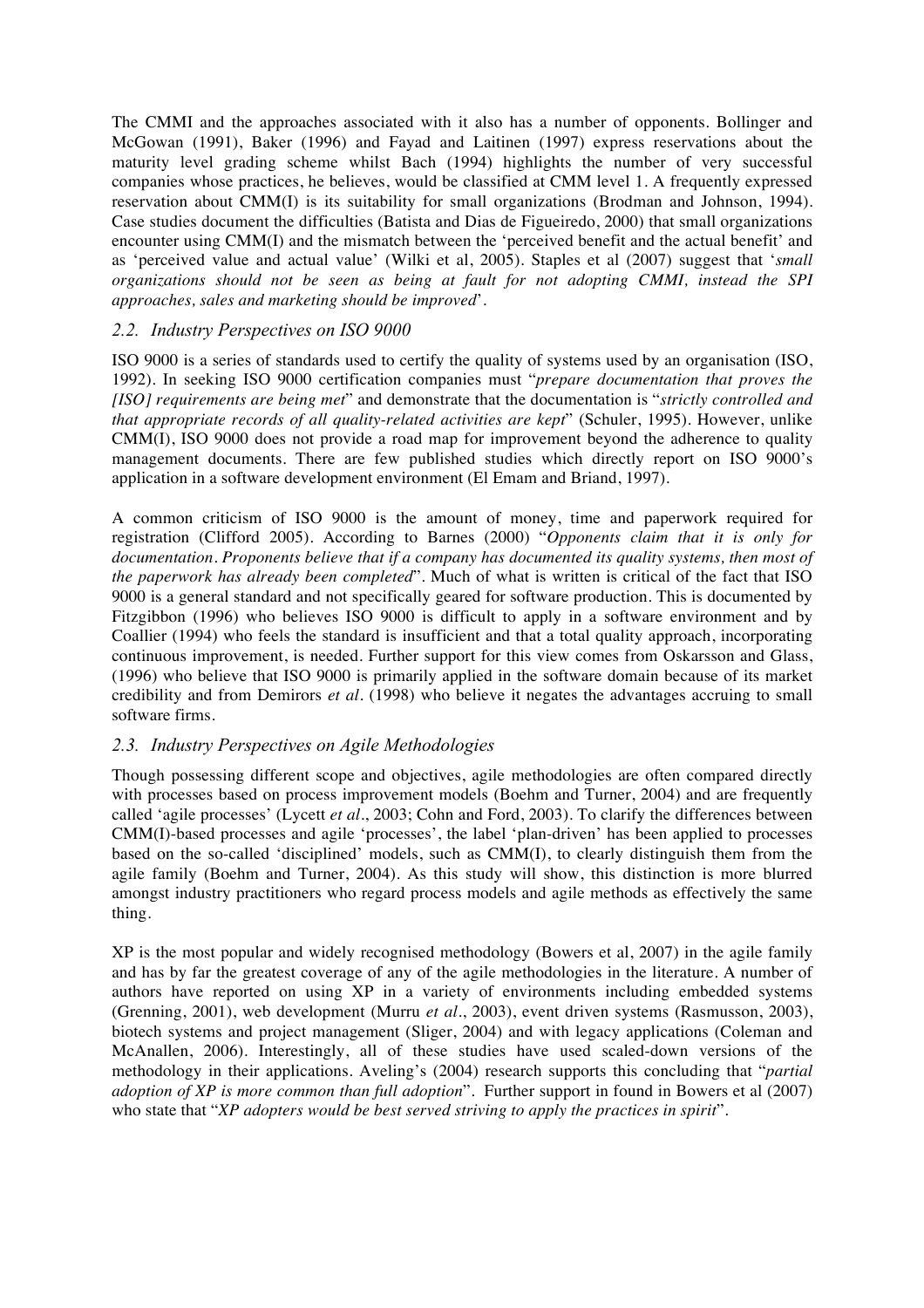The CMMI and the approaches associated with it also has a number of opponents. Bollinger and McGowan (1991), Baker (1996) and Fayad and Laitinen (1997) express reservations about the maturity level grading scheme whilst Bach (1994) highlights the number of very successful companies whose practices, he believes, would be classified at CMM level 1. A frequently expressed reservation about CMM(I) is its suitability for small organizations (Brodman and Johnson, 1994). Case studies document the difficulties (Batista and Dias de Figueiredo, 2000) that small organizations encounter using CMM(I) and the mismatch between the 'perceived benefit and the actual benefit' and as 'perceived value and actual value' (Wilki et al, 2005). Staples et al (2007) suggest that '*small organizations should not be seen as being at fault for not adopting CMMI, instead the SPI approaches, sales and marketing should be improved*'.

### *2.2. Industry Perspectives on ISO 9000*

ISO 9000 is a series of standards used to certify the quality of systems used by an organisation (ISO, 1992). In seeking ISO 9000 certification companies must "*prepare documentation that proves the [ISO] requirements are being met*" and demonstrate that the documentation is "*strictly controlled and that appropriate records of all quality-related activities are kept*" (Schuler, 1995). However, unlike CMM(I), ISO 9000 does not provide a road map for improvement beyond the adherence to quality management documents. There are few published studies which directly report on ISO 9000's application in a software development environment (El Emam and Briand, 1997).

A common criticism of ISO 9000 is the amount of money, time and paperwork required for registration (Clifford 2005). According to Barnes (2000) "*Opponents claim that it is only for documentation. Proponents believe that if a company has documented its quality systems, then most of the paperwork has already been completed*". Much of what is written is critical of the fact that ISO 9000 is a general standard and not specifically geared for software production. This is documented by Fitzgibbon (1996) who believes ISO 9000 is difficult to apply in a software environment and by Coallier (1994) who feels the standard is insufficient and that a total quality approach, incorporating continuous improvement, is needed. Further support for this view comes from Oskarsson and Glass, (1996) who believe that ISO 9000 is primarily applied in the software domain because of its market credibility and from Demirors *et al*. (1998) who believe it negates the advantages accruing to small software firms.

### *2.3. Industry Perspectives on Agile Methodologies*

Though possessing different scope and objectives, agile methodologies are often compared directly with processes based on process improvement models (Boehm and Turner, 2004) and are frequently called 'agile processes' (Lycett *et al*., 2003; Cohn and Ford, 2003). To clarify the differences between CMM(I)-based processes and agile 'processes', the label 'plan-driven' has been applied to processes based on the so-called 'disciplined' models, such as CMM(I), to clearly distinguish them from the agile family (Boehm and Turner, 2004). As this study will show, this distinction is more blurred amongst industry practitioners who regard process models and agile methods as effectively the same thing.

XP is the most popular and widely recognised methodology (Bowers et al, 2007) in the agile family and has by far the greatest coverage of any of the agile methodologies in the literature. A number of authors have reported on using XP in a variety of environments including embedded systems (Grenning, 2001), web development (Murru *et al*., 2003), event driven systems (Rasmusson, 2003), biotech systems and project management (Sliger, 2004) and with legacy applications (Coleman and McAnallen, 2006). Interestingly, all of these studies have used scaled-down versions of the methodology in their applications. Aveling's (2004) research supports this concluding that "*partial adoption of XP is more common than full adoption*". Further support in found in Bowers et al (2007) who state that "*XP adopters would be best served striving to apply the practices in spirit*".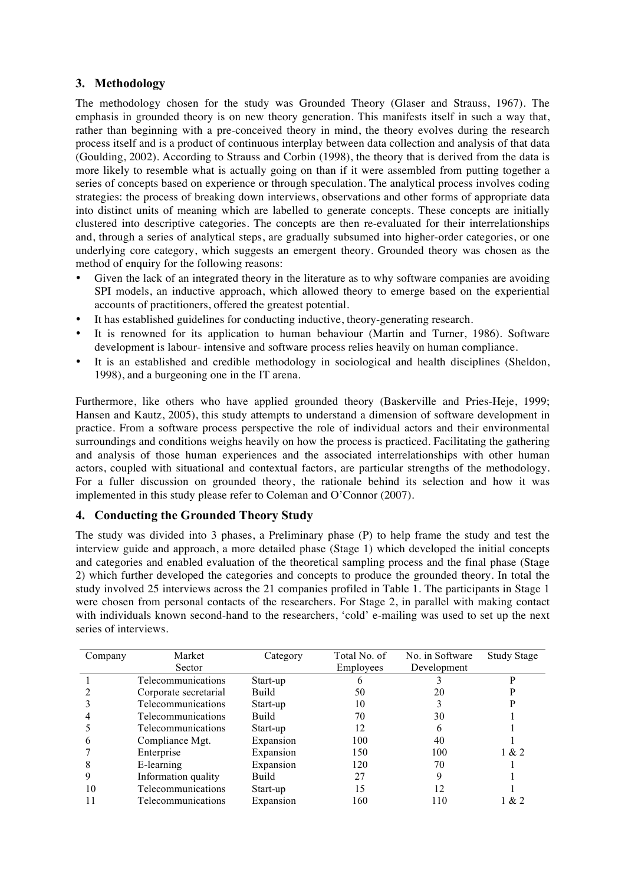## 3. Methodology

The methodology chosen for the study was Grounded Theory (Glaser and Strauss, 1967). The emphasis in grounded theory is on new theory generation. This manifests itself in such a way that, rather than beginning with a pre-conceived theory in mind, the theory evolves during the research process itself and is a product of continuous interplay between data collection and analysis of that data (Goulding, 2002). According to Strauss and Corbin (1998), the theory that is derived from the data is more likely to resemble what is actually going on than if it were assembled from putting together a series of concepts based on experience or through speculation. The analytical process involves coding strategies: the process of breaking down interviews, observations and other forms of appropriate data into distinct units of meaning which are labelled to generate concepts. These concepts are initially clustered into descriptive categories. The concepts are then re-evaluated for their interrelationships and, through a series of analytical steps, are gradually subsumed into higher-order categories, or one underlying core category, which suggests an emergent theory. Grounded theory was chosen as the method of enquiry for the following reasons:

- Given the lack of an integrated theory in the literature as to why software companies are avoiding SPI models, an inductive approach, which allowed theory to emerge based on the experiential accounts of practitioners, offered the greatest potential.
- It has established guidelines for conducting inductive, theory-generating research.
- It is renowned for its application to human behaviour (Martin and Turner, 1986). Software development is labour- intensive and software process relies heavily on human compliance.
- It is an established and credible methodology in sociological and health disciplines (Sheldon, 1998), and a burgeoning one in the IT arena.

Furthermore, like others who have applied grounded theory (Baskerville and Pries-Heje, 1999; Hansen and Kautz, 2005), this study attempts to understand a dimension of software development in practice. From a software process perspective the role of individual actors and their environmental surroundings and conditions weighs heavily on how the process is practiced. Facilitating the gathering and analysis of those human experiences and the associated interrelationships with other human actors, coupled with situational and contextual factors, are particular strengths of the methodology. For a fuller discussion on grounded theory, the rationale behind its selection and how it was implemented in this study please refer to Coleman and O'Connor (2007).

## 4. Conducting the Grounded Theory Study

The study was divided into 3 phases, a Preliminary phase (P) to help frame the study and test the interview guide and approach, a more detailed phase (Stage 1) which developed the initial concepts and categories and enabled evaluation of the theoretical sampling process and the final phase (Stage 2) which further developed the categories and concepts to produce the grounded theory. In total the study involved 25 interviews across the 21 companies profiled in Table 1. The participants in Stage 1 were chosen from personal contacts of the researchers. For Stage 2, in parallel with making contact with individuals known second-hand to the researchers, 'cold' e-mailing was used to set up the next series of interviews.

| Company | Market Sector | Category | Total No. of Employees | No. in Software Development | Study Stage |
|---|---|---|---|---|---|
| 1 | Telecommunications | Start-up | 6 | 3 | P |
| 2 | Corporate secretarial | Build | 50 | 20 | P |
| 3 | Telecommunications | Start-up | 10 | 3 | P |
| 4 | Telecommunications | Build | 70 | 30 | 1 |
| 5 | Telecommunications | Start-up | 12 | 6 | 1 |
| 6 | Compliance Mgt. | Expansion | 100 | 40 | 1 |
| 7 | Enterprise | Expansion | 150 | 100 | 1 & 2 |
| 8 | E-learning | Expansion | 120 | 70 | 1 |
| 9 | Information quality | Build | 27 | 9 | 1 |
| 10 | Telecommunications | Start-up | 15 | 12 | 1 |
| 11 | Telecommunications | Expansion | 160 | 110 | 1 & 2 |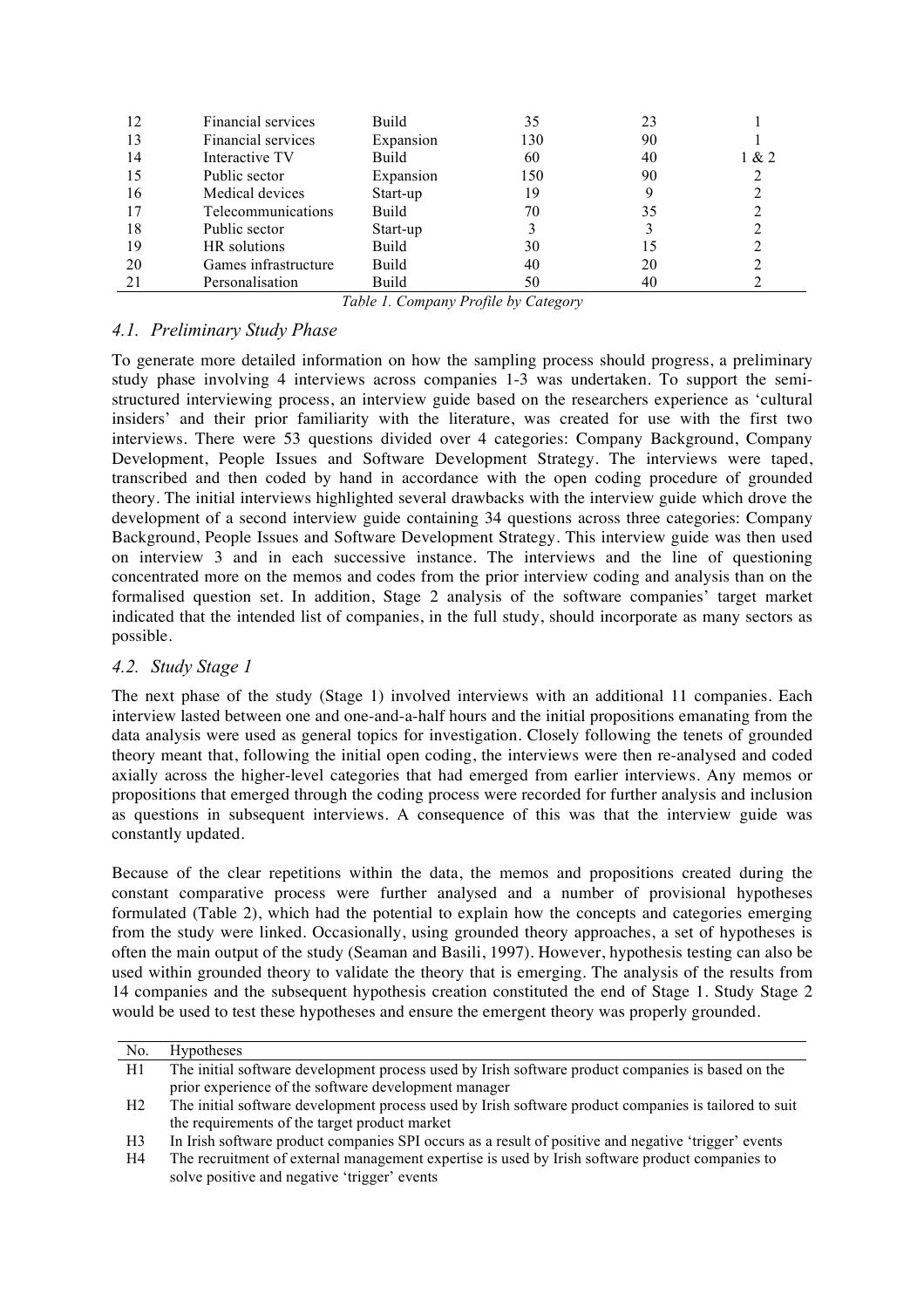| | | | | | |
|---|---|---|---|---|---|
| 12 | Financial services | Build | 35 | 23 | 1 |
| 13 | Financial services | Expansion | 130 | 90 | 1 |
| 14 | Interactive TV | Build | 60 | 40 | 1 & 2 |
| 15 | Public sector | Expansion | 150 | 90 | 2 |
| 16 | Medical devices | Start-up | 19 | 9 | 2 |
| 17 | Telecommunications | Build | 70 | 35 | 2 |
| 18 | Public sector | Start-up | 3 | 3 | 2 |
| 19 | HR solutions | Build | 30 | 15 | 2 |
| 20 | Games infrastructure | Build | 40 | 20 | 2 |
| 21 | Personalisation | Build | 50 | 40 | 2 |

*Table 1. Company Profile by Category*

### *4.1. Preliminary Study Phase*

To generate more detailed information on how the sampling process should progress, a preliminary study phase involving 4 interviews across companies 1-3 was undertaken. To support the semi-structured interviewing process, an interview guide based on the researchers experience as 'cultural insiders' and their prior familiarity with the literature, was created for use with the first two interviews. There were 53 questions divided over 4 categories: Company Background, Company Development, People Issues and Software Development Strategy. The interviews were taped, transcribed and then coded by hand in accordance with the open coding procedure of grounded theory. The initial interviews highlighted several drawbacks with the interview guide which drove the development of a second interview guide containing 34 questions across three categories: Company Background, People Issues and Software Development Strategy. This interview guide was then used on interview 3 and in each successive instance. The interviews and the line of questioning concentrated more on the memos and codes from the prior interview coding and analysis than on the formalised question set. In addition, Stage 2 analysis of the software companies' target market indicated that the intended list of companies, in the full study, should incorporate as many sectors as possible.

### *4.2. Study Stage 1*

The next phase of the study (Stage 1) involved interviews with an additional 11 companies. Each interview lasted between one and one-and-a-half hours and the initial propositions emanating from the data analysis were used as general topics for investigation. Closely following the tenets of grounded theory meant that, following the initial open coding, the interviews were then re-analysed and coded axially across the higher-level categories that had emerged from earlier interviews. Any memos or propositions that emerged through the coding process were recorded for further analysis and inclusion as questions in subsequent interviews. A consequence of this was that the interview guide was constantly updated.

Because of the clear repetitions within the data, the memos and propositions created during the constant comparative process were further analysed and a number of provisional hypotheses formulated (Table 2), which had the potential to explain how the concepts and categories emerging from the study were linked. Occasionally, using grounded theory approaches, a set of hypotheses is often the main output of the study (Seaman and Basili, 1997). However, hypothesis testing can also be used within grounded theory to validate the theory that is emerging. The analysis of the results from 14 companies and the subsequent hypothesis creation constituted the end of Stage 1. Study Stage 2 would be used to test these hypotheses and ensure the emergent theory was properly grounded.

| No. | Hypotheses |
|---|---|
| H1 | The initial software development process used by Irish software product companies is based on the prior experience of the software development manager |
| H2 | The initial software development process used by Irish software product companies is tailored to suit the requirements of the target product market |
| H3 | In Irish software product companies SPI occurs as a result of positive and negative 'trigger' events |
| H4 | The recruitment of external management expertise is used by Irish software product companies to solve positive and negative 'trigger' events |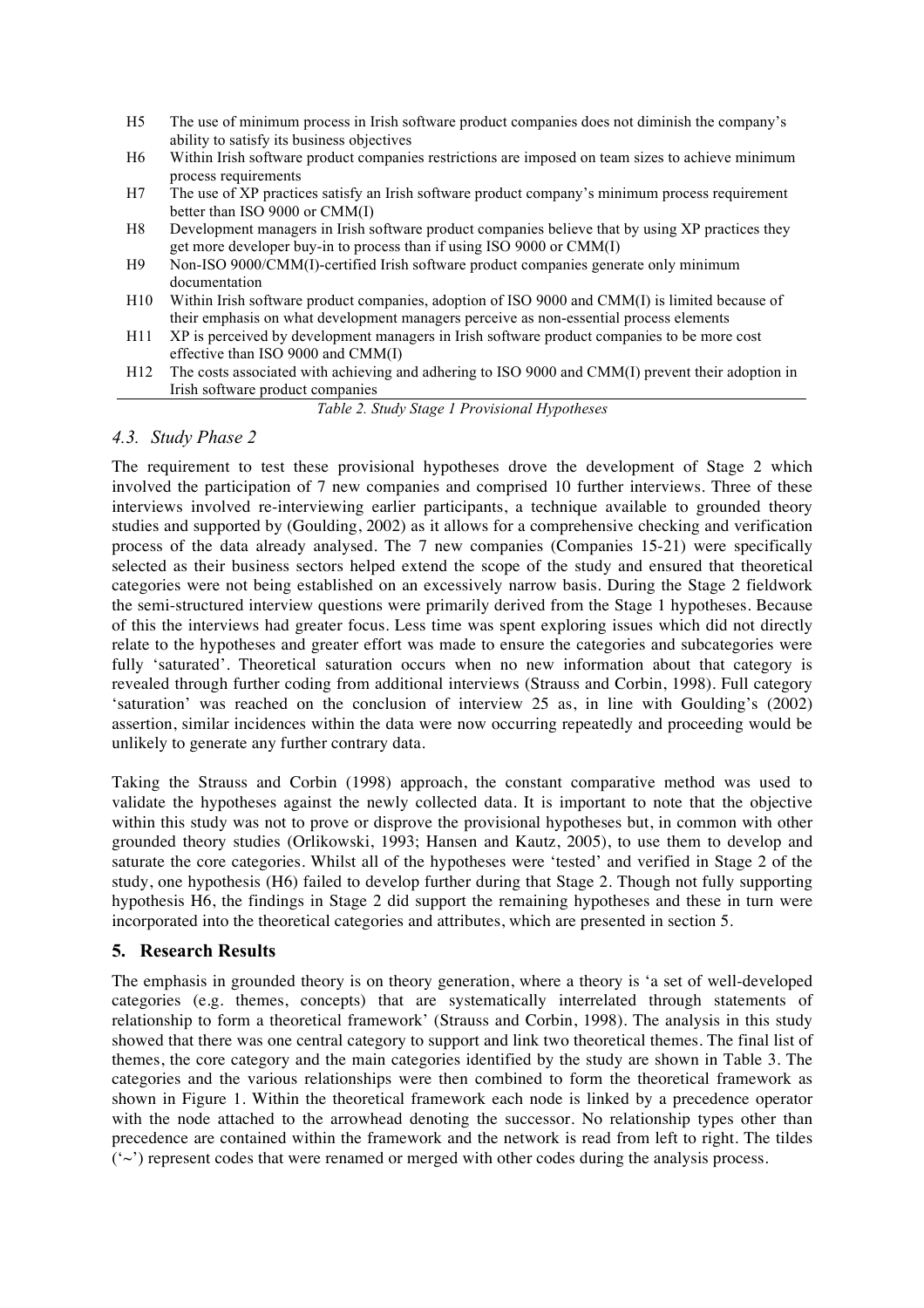| | |
|---|---|
| H5 | The use of minimum process in Irish software product companies does not diminish the company's ability to satisfy its business objectives |
| H6 | Within Irish software product companies restrictions are imposed on team sizes to achieve minimum process requirements |
| H7 | The use of XP practices satisfy an Irish software product company's minimum process requirement better than ISO 9000 or CMM(I) |
| H8 | Development managers in Irish software product companies believe that by using XP practices they get more developer buy-in to process than if using ISO 9000 or CMM(I) |
| H9 | Non-ISO 9000/CMM(I)-certified Irish software product companies generate only minimum documentation |
| H10 | Within Irish software product companies, adoption of ISO 9000 and CMM(I) is limited because of their emphasis on what development managers perceive as non-essential process elements |
| H11 | XP is perceived by development managers in Irish software product companies to be more cost effective than ISO 9000 and CMM(I) |
| H12 | The costs associated with achieving and adhering to ISO 9000 and CMM(I) prevent their adoption in Irish software product companies |

*Table 2. Study Stage 1 Provisional Hypotheses*

### 4.3. *Study Phase 2*

The requirement to test these provisional hypotheses drove the development of Stage 2 which involved the participation of 7 new companies and comprised 10 further interviews. Three of these interviews involved re-interviewing earlier participants, a technique available to grounded theory studies and supported by (Goulding, 2002) as it allows for a comprehensive checking and verification process of the data already analysed. The 7 new companies (Companies 15-21) were specifically selected as their business sectors helped extend the scope of the study and ensured that theoretical categories were not being established on an excessively narrow basis. During the Stage 2 fieldwork the semi-structured interview questions were primarily derived from the Stage 1 hypotheses. Because of this the interviews had greater focus. Less time was spent exploring issues which did not directly relate to the hypotheses and greater effort was made to ensure the categories and subcategories were fully 'saturated'. Theoretical saturation occurs when no new information about that category is revealed through further coding from additional interviews (Strauss and Corbin, 1998). Full category 'saturation' was reached on the conclusion of interview 25 as, in line with Goulding's (2002) assertion, similar incidences within the data were now occurring repeatedly and proceeding would be unlikely to generate any further contrary data.

Taking the Strauss and Corbin (1998) approach, the constant comparative method was used to validate the hypotheses against the newly collected data. It is important to note that the objective within this study was not to prove or disprove the provisional hypotheses but, in common with other grounded theory studies (Orlikowski, 1993; Hansen and Kautz, 2005), to use them to develop and saturate the core categories. Whilst all of the hypotheses were 'tested' and verified in Stage 2 of the study, one hypothesis (H6) failed to develop further during that Stage 2. Though not fully supporting hypothesis H6, the findings in Stage 2 did support the remaining hypotheses and these in turn were incorporated into the theoretical categories and attributes, which are presented in section 5.

## 5. Research Results

The emphasis in grounded theory is on theory generation, where a theory is 'a set of well-developed categories (e.g. themes, concepts) that are systematically interrelated through statements of relationship to form a theoretical framework' (Strauss and Corbin, 1998). The analysis in this study showed that there was one central category to support and link two theoretical themes. The final list of themes, the core category and the main categories identified by the study are shown in Table 3. The categories and the various relationships were then combined to form the theoretical framework as shown in Figure 1. Within the theoretical framework each node is linked by a precedence operator with the node attached to the arrowhead denoting the successor. No relationship types other than precedence are contained within the framework and the network is read from left to right. The tildes ('~') represent codes that were renamed or merged with other codes during the analysis process.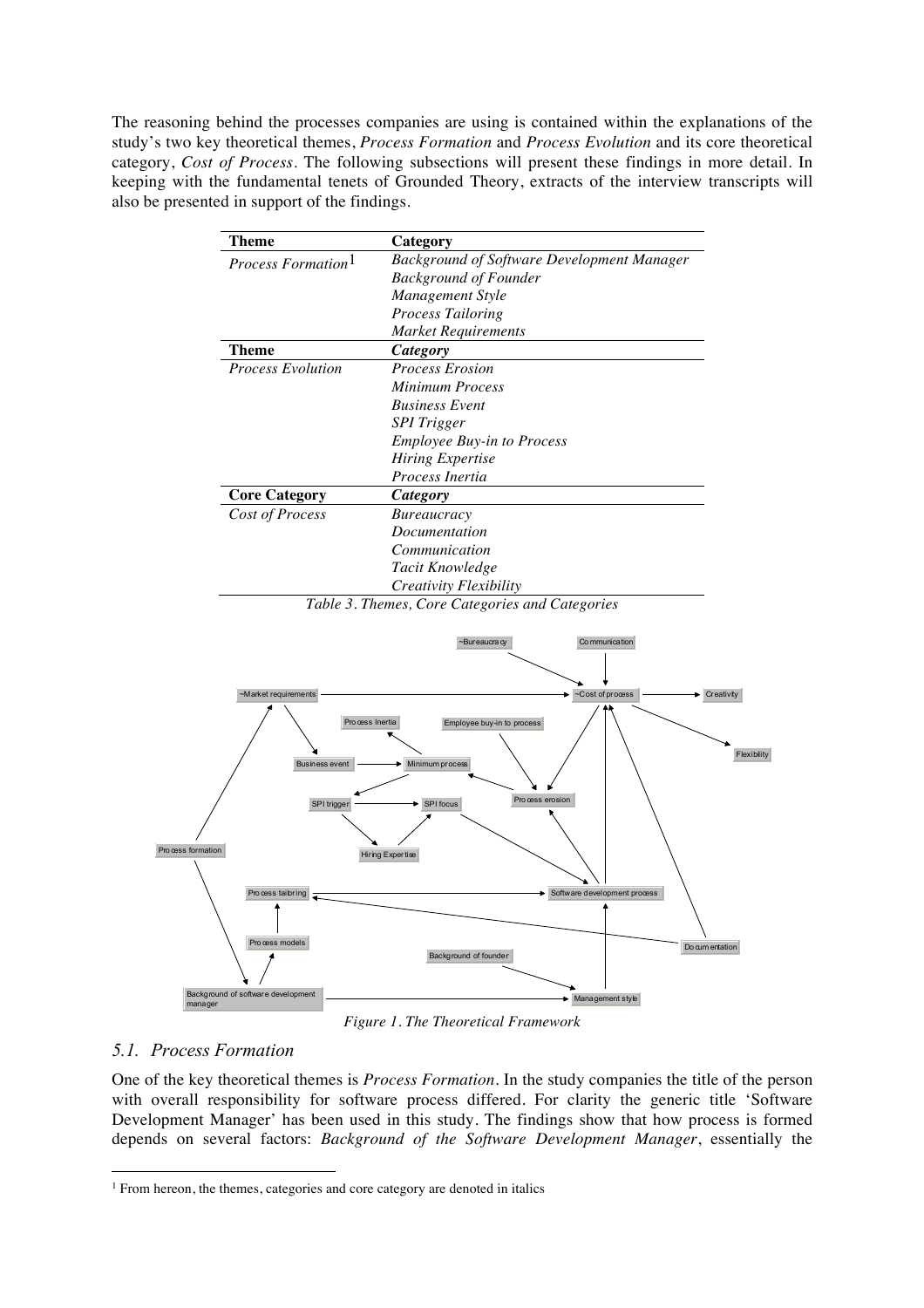The reasoning behind the processes companies are using is contained within the explanations of the study's two key theoretical themes, *Process Formation* and *Process Evolution* and its core theoretical category, *Cost of Process*. The following subsections will present these findings in more detail. In keeping with the fundamental tenets of Grounded Theory, extracts of the interview transcripts will also be presented in support of the findings.

| Theme | Category |
|---|---|
| *Process Formation*[1] | *Background of Software Development Manager* |
| | *Background of Founder* |
| | *Management Style* |
| | *Process Tailoring* |
| | *Market Requirements* |
| **Theme** | ***Category*** |
| *Process Evolution* | *Process Erosion* |
| | *Minimum Process* |
| | *Business Event* |
| | *SPI Trigger* |
| | *Employee Buy-in to Process* |
| | *Hiring Expertise* |
| | *Process Inertia* |
| **Core Category** | ***Category*** |
| *Cost of Process* | *Bureaucracy* |
| | *Documentation* |
| | *Communication* |
| | *Tacit Knowledge* |
| | *Creativity Flexibility* |

*Table 3. Themes, Core Categories and Categories*

*Figure 1. The Theoretical Framework*

## 5.1. Process Formation

One of the key theoretical themes is *Process Formation*. In the study companies the title of the person with overall responsibility for software process differed. For clarity the generic title 'Software Development Manager' has been used in this study. The findings show that how process is formed depends on several factors: *Background of the Software Development Manager*, essentially the

[1] From hereon, the themes, categories and core category are denoted in italics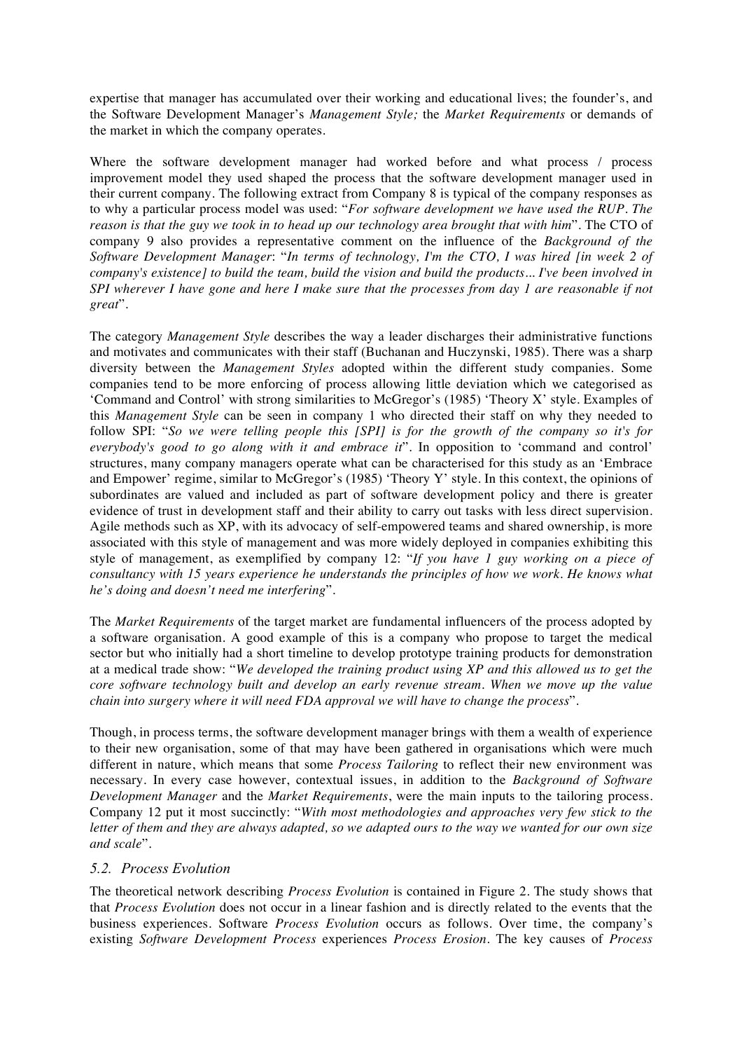expertise that manager has accumulated over their working and educational lives; the founder's, and the Software Development Manager's *Management Style;* the *Market Requirements* or demands of the market in which the company operates.

Where the software development manager had worked before and what process / process improvement model they used shaped the process that the software development manager used in their current company. The following extract from Company 8 is typical of the company responses as to why a particular process model was used: "*For software development we have used the RUP. The reason is that the guy we took in to head up our technology area brought that with him*". The CTO of company 9 also provides a representative comment on the influence of the *Background of the Software Development Manager*: "*In terms of technology, I'm the CTO, I was hired [in week 2 of company's existence] to build the team, build the vision and build the products... I've been involved in SPI wherever I have gone and here I make sure that the processes from day 1 are reasonable if not great*".

The category *Management Style* describes the way a leader discharges their administrative functions and motivates and communicates with their staff (Buchanan and Huczynski, 1985). There was a sharp diversity between the *Management Styles* adopted within the different study companies. Some companies tend to be more enforcing of process allowing little deviation which we categorised as 'Command and Control' with strong similarities to McGregor's (1985) 'Theory X' style. Examples of this *Management Style* can be seen in company 1 who directed their staff on why they needed to follow SPI: "*So we were telling people this [SPI] is for the growth of the company so it's for everybody's good to go along with it and embrace it*". In opposition to 'command and control' structures, many company managers operate what can be characterised for this study as an 'Embrace and Empower' regime, similar to McGregor's (1985) 'Theory Y' style. In this context, the opinions of subordinates are valued and included as part of software development policy and there is greater evidence of trust in development staff and their ability to carry out tasks with less direct supervision. Agile methods such as XP, with its advocacy of self-empowered teams and shared ownership, is more associated with this style of management and was more widely deployed in companies exhibiting this style of management, as exemplified by company 12: "*If you have 1 guy working on a piece of consultancy with 15 years experience he understands the principles of how we work. He knows what he's doing and doesn't need me interfering*".

The *Market Requirements* of the target market are fundamental influencers of the process adopted by a software organisation. A good example of this is a company who propose to target the medical sector but who initially had a short timeline to develop prototype training products for demonstration at a medical trade show: "*We developed the training product using XP and this allowed us to get the core software technology built and develop an early revenue stream. When we move up the value chain into surgery where it will need FDA approval we will have to change the process*".

Though, in process terms, the software development manager brings with them a wealth of experience to their new organisation, some of that may have been gathered in organisations which were much different in nature, which means that some *Process Tailoring* to reflect their new environment was necessary. In every case however, contextual issues, in addition to the *Background of Software Development Manager* and the *Market Requirements*, were the main inputs to the tailoring process. Company 12 put it most succinctly: "*With most methodologies and approaches very few stick to the letter of them and they are always adapted, so we adapted ours to the way we wanted for our own size and scale*".

### *5.2. Process Evolution*

The theoretical network describing *Process Evolution* is contained in Figure 2. The study shows that that *Process Evolution* does not occur in a linear fashion and is directly related to the events that the business experiences. Software *Process Evolution* occurs as follows. Over time, the company's existing *Software Development Process* experiences *Process Erosion*. The key causes of *Process*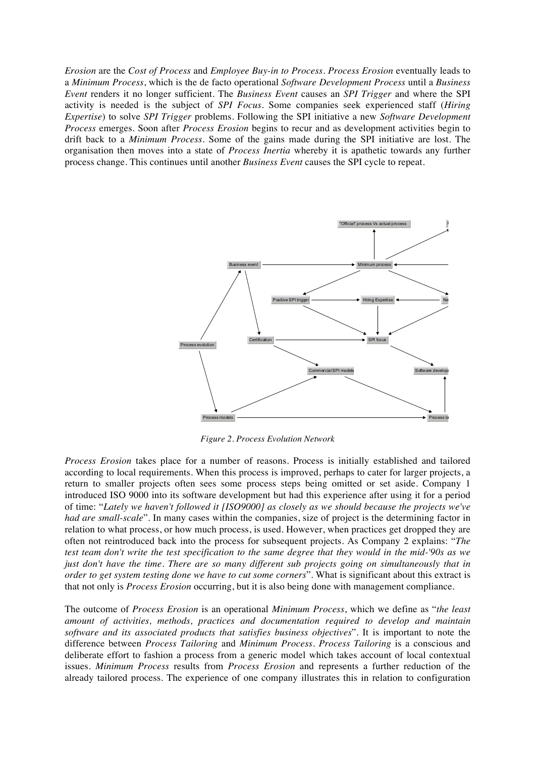*Erosion* are the *Cost of Process* and *Employee Buy-in to Process*. *Process Erosion* eventually leads to a *Minimum Process*, which is the de facto operational *Software Development Process* until a *Business Event* renders it no longer sufficient. The *Business Event* causes an *SPI Trigger* and where the SPI activity is needed is the subject of *SPI Focus*. Some companies seek experienced staff (*Hiring Expertise*) to solve *SPI Trigger* problems. Following the SPI initiative a new *Software Development Process* emerges. Soon after *Process Erosion* begins to recur and as development activities begin to drift back to a *Minimum Process*. Some of the gains made during the SPI initiative are lost. The organisation then moves into a state of *Process Inertia* whereby it is apathetic towards any further process change. This continues until another *Business Event* causes the SPI cycle to repeat.

*Figure 2. Process Evolution Network*

*Process Erosion* takes place for a number of reasons. Process is initially established and tailored according to local requirements. When this process is improved, perhaps to cater for larger projects, a return to smaller projects often sees some process steps being omitted or set aside. Company 1 introduced ISO 9000 into its software development but had this experience after using it for a period of time: "*Lately we haven't followed it [ISO9000] as closely as we should because the projects we've had are small-scale*". In many cases within the companies, size of project is the determining factor in relation to what process, or how much process, is used. However, when practices get dropped they are often not reintroduced back into the process for subsequent projects. As Company 2 explains: "*The test team don't write the test specification to the same degree that they would in the mid-'90s as we just don't have the time. There are so many different sub projects going on simultaneously that in order to get system testing done we have to cut some corners*". What is significant about this extract is that not only is *Process Erosion* occurring, but it is also being done with management compliance.

The outcome of *Process Erosion* is an operational *Minimum Process*, which we define as "*the least amount of activities, methods, practices and documentation required to develop and maintain software and its associated products that satisfies business objectives*". It is important to note the difference between *Process Tailoring* and *Minimum Process*. *Process Tailoring* is a conscious and deliberate effort to fashion a process from a generic model which takes account of local contextual issues. *Minimum Process* results from *Process Erosion* and represents a further reduction of the already tailored process. The experience of one company illustrates this in relation to configuration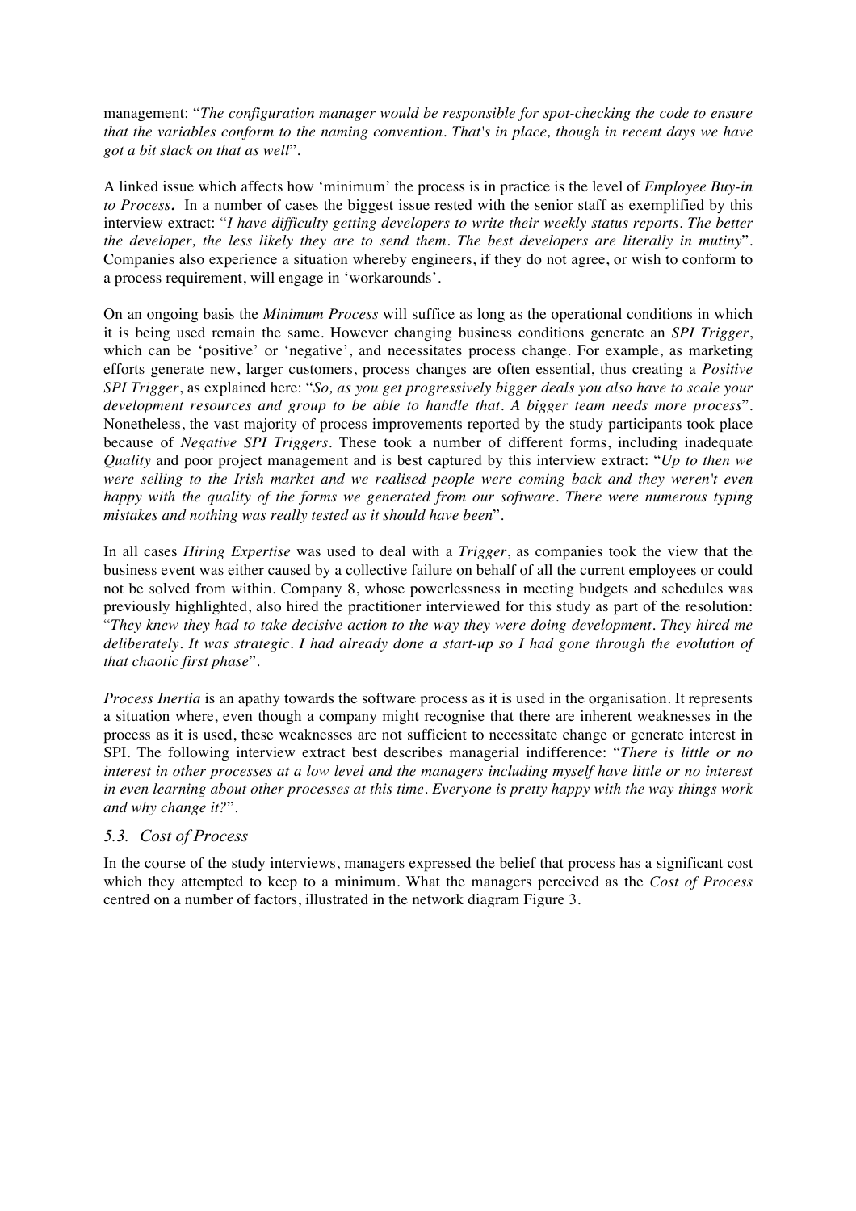management: "*The configuration manager would be responsible for spot-checking the code to ensure that the variables conform to the naming convention. That's in place, though in recent days we have got a bit slack on that as well*".

A linked issue which affects how 'minimum' the process is in practice is the level of *Employee Buy-in to Process***.** In a number of cases the biggest issue rested with the senior staff as exemplified by this interview extract: "*I have difficulty getting developers to write their weekly status reports. The better the developer, the less likely they are to send them. The best developers are literally in mutiny*". Companies also experience a situation whereby engineers, if they do not agree, or wish to conform to a process requirement, will engage in 'workarounds'.

On an ongoing basis the *Minimum Process* will suffice as long as the operational conditions in which it is being used remain the same. However changing business conditions generate an *SPI Trigger*, which can be 'positive' or 'negative', and necessitates process change. For example, as marketing efforts generate new, larger customers, process changes are often essential, thus creating a *Positive SPI Trigger*, as explained here: "*So, as you get progressively bigger deals you also have to scale your development resources and group to be able to handle that. A bigger team needs more process*". Nonetheless, the vast majority of process improvements reported by the study participants took place because of *Negative SPI Triggers*. These took a number of different forms, including inadequate *Quality* and poor project management and is best captured by this interview extract: "*Up to then we were selling to the Irish market and we realised people were coming back and they weren't even happy with the quality of the forms we generated from our software. There were numerous typing mistakes and nothing was really tested as it should have been*".

In all cases *Hiring Expertise* was used to deal with a *Trigger*, as companies took the view that the business event was either caused by a collective failure on behalf of all the current employees or could not be solved from within. Company 8, whose powerlessness in meeting budgets and schedules was previously highlighted, also hired the practitioner interviewed for this study as part of the resolution: "*They knew they had to take decisive action to the way they were doing development. They hired me deliberately. It was strategic. I had already done a start-up so I had gone through the evolution of that chaotic first phase*".

*Process Inertia* is an apathy towards the software process as it is used in the organisation. It represents a situation where, even though a company might recognise that there are inherent weaknesses in the process as it is used, these weaknesses are not sufficient to necessitate change or generate interest in SPI. The following interview extract best describes managerial indifference: "*There is little or no interest in other processes at a low level and the managers including myself have little or no interest in even learning about other processes at this time. Everyone is pretty happy with the way things work and why change it?*".

### *5.3. Cost of Process*

In the course of the study interviews, managers expressed the belief that process has a significant cost which they attempted to keep to a minimum. What the managers perceived as the *Cost of Process* centred on a number of factors, illustrated in the network diagram Figure 3.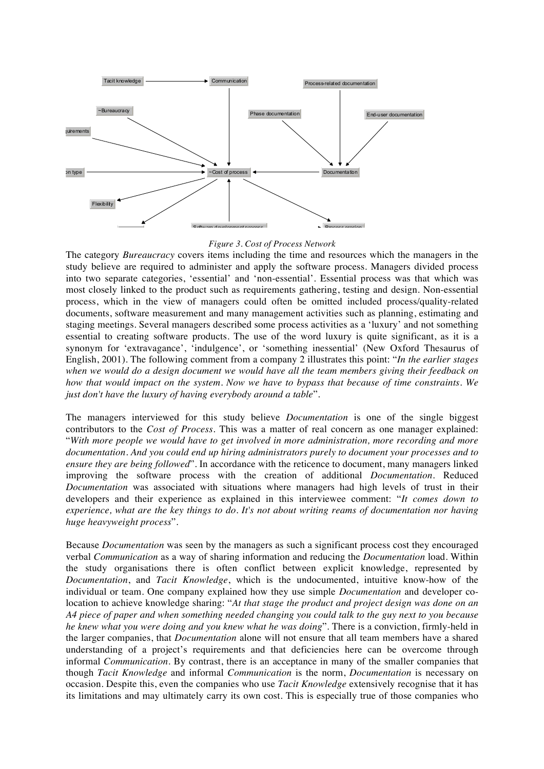Tacit knowledge
Communication
Process-related documentation
~Bureaucracy
Phase documentation
End-user documentation
uirements
on type
~Cost of process
Documentation
Flexibility
Software development process
Process erosion

*Figure 3. Cost of Process Network*

The category *Bureaucracy* covers items including the time and resources which the managers in the study believe are required to administer and apply the software process. Managers divided process into two separate categories, 'essential' and 'non-essential'. Essential process was that which was most closely linked to the product such as requirements gathering, testing and design. Non-essential process, which in the view of managers could often be omitted included process/quality-related documents, software measurement and many management activities such as planning, estimating and staging meetings. Several managers described some process activities as a 'luxury' and not something essential to creating software products. The use of the word luxury is quite significant, as it is a synonym for 'extravagance', 'indulgence', or 'something inessential' (New Oxford Thesaurus of English, 2001). The following comment from a company 2 illustrates this point: "*In the earlier stages when we would do a design document we would have all the team members giving their feedback on how that would impact on the system. Now we have to bypass that because of time constraints. We just don't have the luxury of having everybody around a table*".

The managers interviewed for this study believe *Documentation* is one of the single biggest contributors to the *Cost of Process*. This was a matter of real concern as one manager explained: "*With more people we would have to get involved in more administration, more recording and more documentation. And you could end up hiring administrators purely to document your processes and to ensure they are being followed*". In accordance with the reticence to document, many managers linked improving the software process with the creation of additional *Documentation*. Reduced *Documentation* was associated with situations where managers had high levels of trust in their developers and their experience as explained in this interviewee comment: "*It comes down to experience, what are the key things to do. It's not about writing reams of documentation nor having huge heavyweight process*".

Because *Documentation* was seen by the managers as such a significant process cost they encouraged verbal *Communication* as a way of sharing information and reducing the *Documentation* load. Within the study organisations there is often conflict between explicit knowledge, represented by *Documentation*, and *Tacit Knowledge*, which is the undocumented, intuitive know-how of the individual or team. One company explained how they use simple *Documentation* and developer co-location to achieve knowledge sharing: "*At that stage the product and project design was done on an A4 piece of paper and when something needed changing you could talk to the guy next to you because he knew what you were doing and you knew what he was doing*". There is a conviction, firmly-held in the larger companies, that *Documentation* alone will not ensure that all team members have a shared understanding of a project's requirements and that deficiencies here can be overcome through informal *Communication*. By contrast, there is an acceptance in many of the smaller companies that though *Tacit Knowledge* and informal *Communication* is the norm, *Documentation* is necessary on occasion. Despite this, even the companies who use *Tacit Knowledge* extensively recognise that it has its limitations and may ultimately carry its own cost. This is especially true of those companies who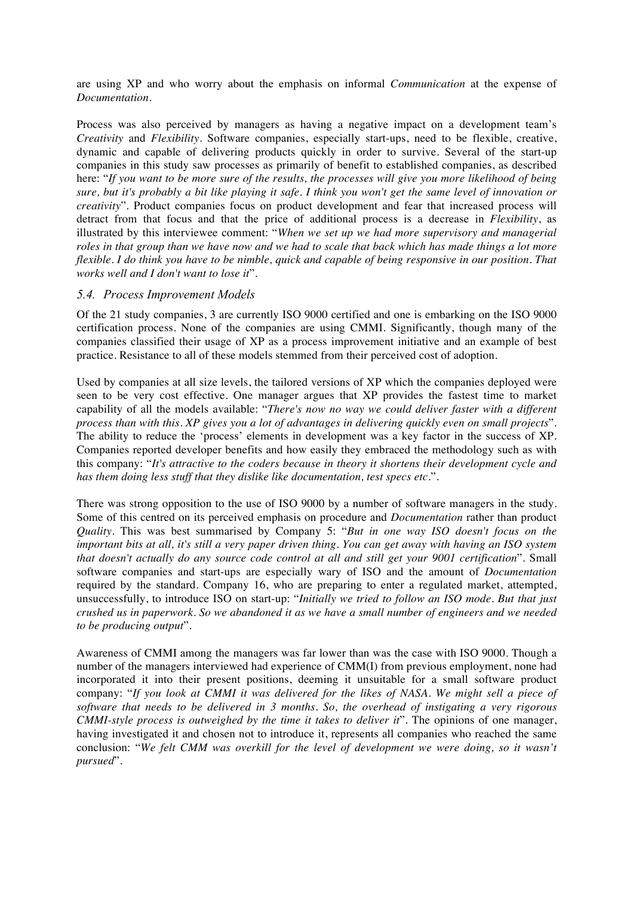are using XP and who worry about the emphasis on informal *Communication* at the expense of *Documentation*.

Process was also perceived by managers as having a negative impact on a development team's *Creativity* and *Flexibility*. Software companies, especially start-ups, need to be flexible, creative, dynamic and capable of delivering products quickly in order to survive. Several of the start-up companies in this study saw processes as primarily of benefit to established companies, as described here: "*If you want to be more sure of the results, the processes will give you more likelihood of being sure, but it's probably a bit like playing it safe. I think you won't get the same level of innovation or creativity*". Product companies focus on product development and fear that increased process will detract from that focus and that the price of additional process is a decrease in *Flexibility*, as illustrated by this interviewee comment: "*When we set up we had more supervisory and managerial roles in that group than we have now and we had to scale that back which has made things a lot more flexible. I do think you have to be nimble, quick and capable of being responsive in our position. That works well and I don't want to lose it*".

### *5.4. Process Improvement Models*

Of the 21 study companies, 3 are currently ISO 9000 certified and one is embarking on the ISO 9000 certification process. None of the companies are using CMMI. Significantly, though many of the companies classified their usage of XP as a process improvement initiative and an example of best practice. Resistance to all of these models stemmed from their perceived cost of adoption.

Used by companies at all size levels, the tailored versions of XP which the companies deployed were seen to be very cost effective. One manager argues that XP provides the fastest time to market capability of all the models available: "*There's now no way we could deliver faster with a different process than with this. XP gives you a lot of advantages in delivering quickly even on small projects*". The ability to reduce the 'process' elements in development was a key factor in the success of XP. Companies reported developer benefits and how easily they embraced the methodology such as with this company: "*It's attractive to the coders because in theory it shortens their development cycle and has them doing less stuff that they dislike like documentation, test specs etc.*".

There was strong opposition to the use of ISO 9000 by a number of software managers in the study. Some of this centred on its perceived emphasis on procedure and *Documentation* rather than product *Quality*. This was best summarised by Company 5: "*But in one way ISO doesn't focus on the important bits at all, it's still a very paper driven thing. You can get away with having an ISO system that doesn't actually do any source code control at all and still get your 9001 certification*". Small software companies and start-ups are especially wary of ISO and the amount of *Documentation* required by the standard. Company 16, who are preparing to enter a regulated market, attempted, unsuccessfully, to introduce ISO on start-up: "*Initially we tried to follow an ISO mode. But that just crushed us in paperwork. So we abandoned it as we have a small number of engineers and we needed to be producing output*".

Awareness of CMMI among the managers was far lower than was the case with ISO 9000. Though a number of the managers interviewed had experience of CMM(I) from previous employment, none had incorporated it into their present positions, deeming it unsuitable for a small software product company: "*If you look at CMMI it was delivered for the likes of NASA. We might sell a piece of software that needs to be delivered in 3 months. So, the overhead of instigating a very rigorous CMMI-style process is outweighed by the time it takes to deliver it*". The opinions of one manager, having investigated it and chosen not to introduce it, represents all companies who reached the same conclusion: "*We felt CMM was overkill for the level of development we were doing, so it wasn't pursued*".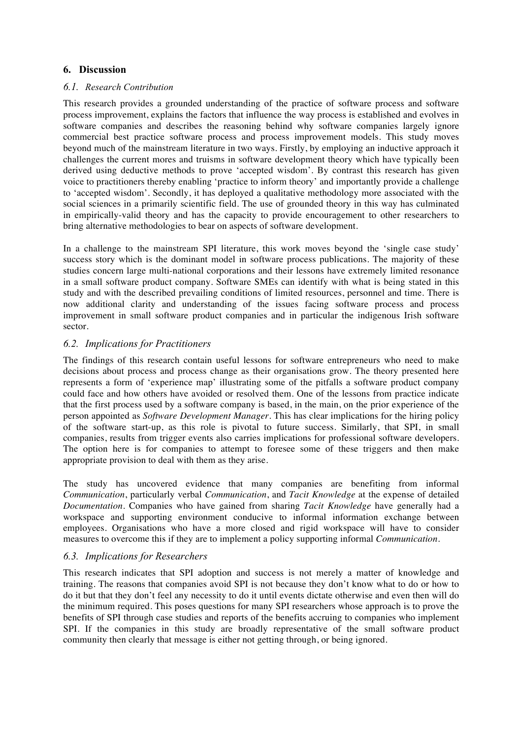## 6. Discussion

### *6.1. Research Contribution*

This research provides a grounded understanding of the practice of software process and software process improvement, explains the factors that influence the way process is established and evolves in software companies and describes the reasoning behind why software companies largely ignore commercial best practice software process and process improvement models. This study moves beyond much of the mainstream literature in two ways. Firstly, by employing an inductive approach it challenges the current mores and truisms in software development theory which have typically been derived using deductive methods to prove 'accepted wisdom'. By contrast this research has given voice to practitioners thereby enabling 'practice to inform theory' and importantly provide a challenge to 'accepted wisdom'. Secondly, it has deployed a qualitative methodology more associated with the social sciences in a primarily scientific field. The use of grounded theory in this way has culminated in empirically-valid theory and has the capacity to provide encouragement to other researchers to bring alternative methodologies to bear on aspects of software development.

In a challenge to the mainstream SPI literature, this work moves beyond the 'single case study' success story which is the dominant model in software process publications. The majority of these studies concern large multi-national corporations and their lessons have extremely limited resonance in a small software product company. Software SMEs can identify with what is being stated in this study and with the described prevailing conditions of limited resources, personnel and time. There is now additional clarity and understanding of the issues facing software process and process improvement in small software product companies and in particular the indigenous Irish software sector.

### *6.2. Implications for Practitioners*

The findings of this research contain useful lessons for software entrepreneurs who need to make decisions about process and process change as their organisations grow. The theory presented here represents a form of 'experience map' illustrating some of the pitfalls a software product company could face and how others have avoided or resolved them. One of the lessons from practice indicate that the first process used by a software company is based, in the main, on the prior experience of the person appointed as *Software Development Manager*. This has clear implications for the hiring policy of the software start-up, as this role is pivotal to future success. Similarly, that SPI, in small companies, results from trigger events also carries implications for professional software developers. The option here is for companies to attempt to foresee some of these triggers and then make appropriate provision to deal with them as they arise.

The study has uncovered evidence that many companies are benefiting from informal *Communication*, particularly verbal *Communication*, and *Tacit Knowledge* at the expense of detailed *Documentation*. Companies who have gained from sharing *Tacit Knowledge* have generally had a workspace and supporting environment conducive to informal information exchange between employees. Organisations who have a more closed and rigid workspace will have to consider measures to overcome this if they are to implement a policy supporting informal *Communication*.

### *6.3. Implications for Researchers*

This research indicates that SPI adoption and success is not merely a matter of knowledge and training. The reasons that companies avoid SPI is not because they don't know what to do or how to do it but that they don't feel any necessity to do it until events dictate otherwise and even then will do the minimum required. This poses questions for many SPI researchers whose approach is to prove the benefits of SPI through case studies and reports of the benefits accruing to companies who implement SPI. If the companies in this study are broadly representative of the small software product community then clearly that message is either not getting through, or being ignored.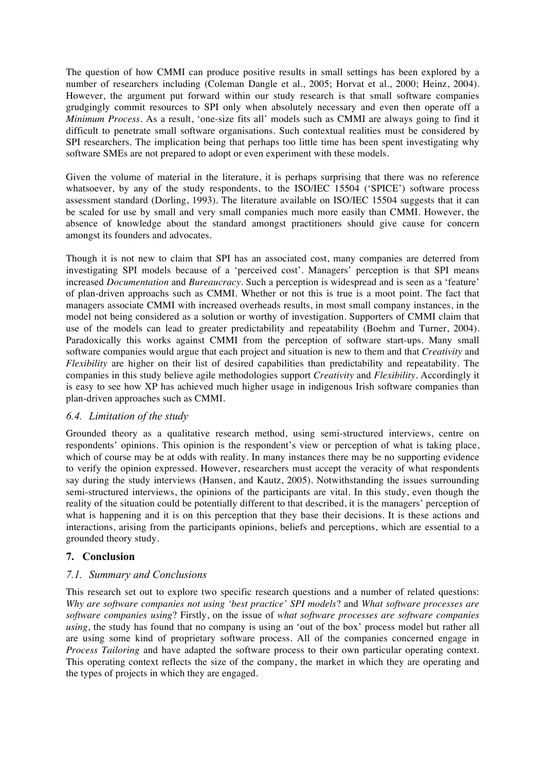The question of how CMMI can produce positive results in small settings has been explored by a number of researchers including (Coleman Dangle et al., 2005; Horvat et al., 2000; Heinz, 2004). However, the argument put forward within our study research is that small software companies grudgingly commit resources to SPI only when absolutely necessary and even then operate off a *Minimum Process*. As a result, 'one-size fits all' models such as CMMI are always going to find it difficult to penetrate small software organisations. Such contextual realities must be considered by SPI researchers. The implication being that perhaps too little time has been spent investigating why software SMEs are not prepared to adopt or even experiment with these models.

Given the volume of material in the literature, it is perhaps surprising that there was no reference whatsoever, by any of the study respondents, to the ISO/IEC 15504 ('SPICE') software process assessment standard (Dorling, 1993). The literature available on ISO/IEC 15504 suggests that it can be scaled for use by small and very small companies much more easily than CMMI. However, the absence of knowledge about the standard amongst practitioners should give cause for concern amongst its founders and advocates.

Though it is not new to claim that SPI has an associated cost, many companies are deterred from investigating SPI models because of a 'perceived cost'. Managers' perception is that SPI means increased *Documentation* and *Bureaucracy*. Such a perception is widespread and is seen as a 'feature' of plan-driven approachs such as CMMI. Whether or not this is true is a moot point. The fact that managers associate CMMI with increased overheads results, in most small company instances, in the model not being considered as a solution or worthy of investigation. Supporters of CMMI claim that use of the models can lead to greater predictability and repeatability (Boehm and Turner, 2004). Paradoxically this works against CMMI from the perception of software start-ups. Many small software companies would argue that each project and situation is new to them and that *Creativity* and *Flexibility* are higher on their list of desired capabilities than predictability and repeatability. The companies in this study believe agile methodologies support *Creativity* and *Flexibility*. Accordingly it is easy to see how XP has achieved much higher usage in indigenous Irish software companies than plan-driven approaches such as CMMI.

### *6.4. Limitation of the study*

Grounded theory as a qualitative research method, using semi-structured interviews, centre on respondents' opinions. This opinion is the respondent's view or perception of what is taking place, which of course may be at odds with reality. In many instances there may be no supporting evidence to verify the opinion expressed. However, researchers must accept the veracity of what respondents say during the study interviews (Hansen, and Kautz, 2005). Notwithstanding the issues surrounding semi-structured interviews, the opinions of the participants are vital. In this study, even though the reality of the situation could be potentially different to that described, it is the managers' perception of what is happening and it is on this perception that they base their decisions. It is these actions and interactions, arising from the participants opinions, beliefs and perceptions, which are essential to a grounded theory study.

## 7. Conclusion

### *7.1. Summary and Conclusions*

This research set out to explore two specific research questions and a number of related questions: *Why are software companies not using 'best practice' SPI models*? and *What software processes are software companies using*? Firstly, on the issue of *what software processes are software companies using*, the study has found that no company is using an 'out of the box' process model but rather all are using some kind of proprietary software process. All of the companies concerned engage in *Process Tailoring* and have adapted the software process to their own particular operating context. This operating context reflects the size of the company, the market in which they are operating and the types of projects in which they are engaged.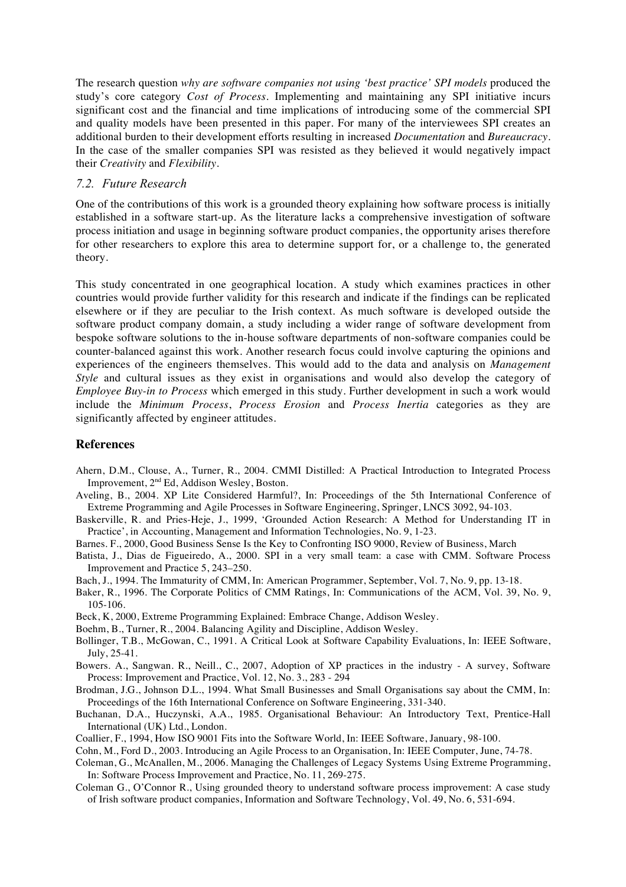The research question *why are software companies not using 'best practice' SPI models* produced the study's core category *Cost of Process*. Implementing and maintaining any SPI initiative incurs significant cost and the financial and time implications of introducing some of the commercial SPI and quality models have been presented in this paper. For many of the interviewees SPI creates an additional burden to their development efforts resulting in increased *Documentation* and *Bureaucracy*. In the case of the smaller companies SPI was resisted as they believed it would negatively impact their *Creativity* and *Flexibility*.

### *7.2. Future Research*

One of the contributions of this work is a grounded theory explaining how software process is initially established in a software start-up. As the literature lacks a comprehensive investigation of software process initiation and usage in beginning software product companies, the opportunity arises therefore for other researchers to explore this area to determine support for, or a challenge to, the generated theory.

This study concentrated in one geographical location. A study which examines practices in other countries would provide further validity for this research and indicate if the findings can be replicated elsewhere or if they are peculiar to the Irish context. As much software is developed outside the software product company domain, a study including a wider range of software development from bespoke software solutions to the in-house software departments of non-software companies could be counter-balanced against this work. Another research focus could involve capturing the opinions and experiences of the engineers themselves. This would add to the data and analysis on *Management Style* and cultural issues as they exist in organisations and would also develop the category of *Employee Buy-in to Process* which emerged in this study. Further development in such a work would include the *Minimum Process*, *Process Erosion* and *Process Inertia* categories as they are significantly affected by engineer attitudes.

## References

Ahern, D.M., Clouse, A., Turner, R., 2004. CMMI Distilled: A Practical Introduction to Integrated Process Improvement, 2nd Ed, Addison Wesley, Boston.

Aveling, B., 2004. XP Lite Considered Harmful?, In: Proceedings of the 5th International Conference of Extreme Programming and Agile Processes in Software Engineering, Springer, LNCS 3092, 94-103.

Baskerville, R. and Pries-Heje, J., 1999, 'Grounded Action Research: A Method for Understanding IT in Practice', in Accounting, Management and Information Technologies, No. 9, 1-23.

Barnes. F., 2000, Good Business Sense Is the Key to Confronting ISO 9000, Review of Business, March

Batista, J., Dias de Figueiredo, A., 2000. SPI in a very small team: a case with CMM. Software Process Improvement and Practice 5, 243–250.

Bach, J., 1994. The Immaturity of CMM, In: American Programmer, September, Vol. 7, No. 9, pp. 13-18.

Baker, R., 1996. The Corporate Politics of CMM Ratings, In: Communications of the ACM, Vol. 39, No. 9, 105-106.

Beck, K, 2000, Extreme Programming Explained: Embrace Change, Addison Wesley.

Boehm, B., Turner, R., 2004. Balancing Agility and Discipline, Addison Wesley.

Bollinger, T.B., McGowan, C., 1991. A Critical Look at Software Capability Evaluations, In: IEEE Software, July, 25-41.

Bowers. A., Sangwan. R., Neill., C., 2007, Adoption of XP practices in the industry - A survey, Software Process: Improvement and Practice, Vol. 12, No. 3., 283 - 294

Brodman, J.G., Johnson D.L., 1994. What Small Businesses and Small Organisations say about the CMM, In: Proceedings of the 16th International Conference on Software Engineering, 331-340.

Buchanan, D.A., Huczynski, A.A., 1985. Organisational Behaviour: An Introductory Text, Prentice-Hall International (UK) Ltd., London.

Coallier, F., 1994, How ISO 9001 Fits into the Software World, In: IEEE Software, January, 98-100.

Cohn, M., Ford D., 2003. Introducing an Agile Process to an Organisation, In: IEEE Computer, June, 74-78.

Coleman, G., McAnallen, M., 2006. Managing the Challenges of Legacy Systems Using Extreme Programming, In: Software Process Improvement and Practice, No. 11, 269-275.

Coleman G., O'Connor R., Using grounded theory to understand software process improvement: A case study of Irish software product companies, Information and Software Technology, Vol. 49, No. 6, 531-694.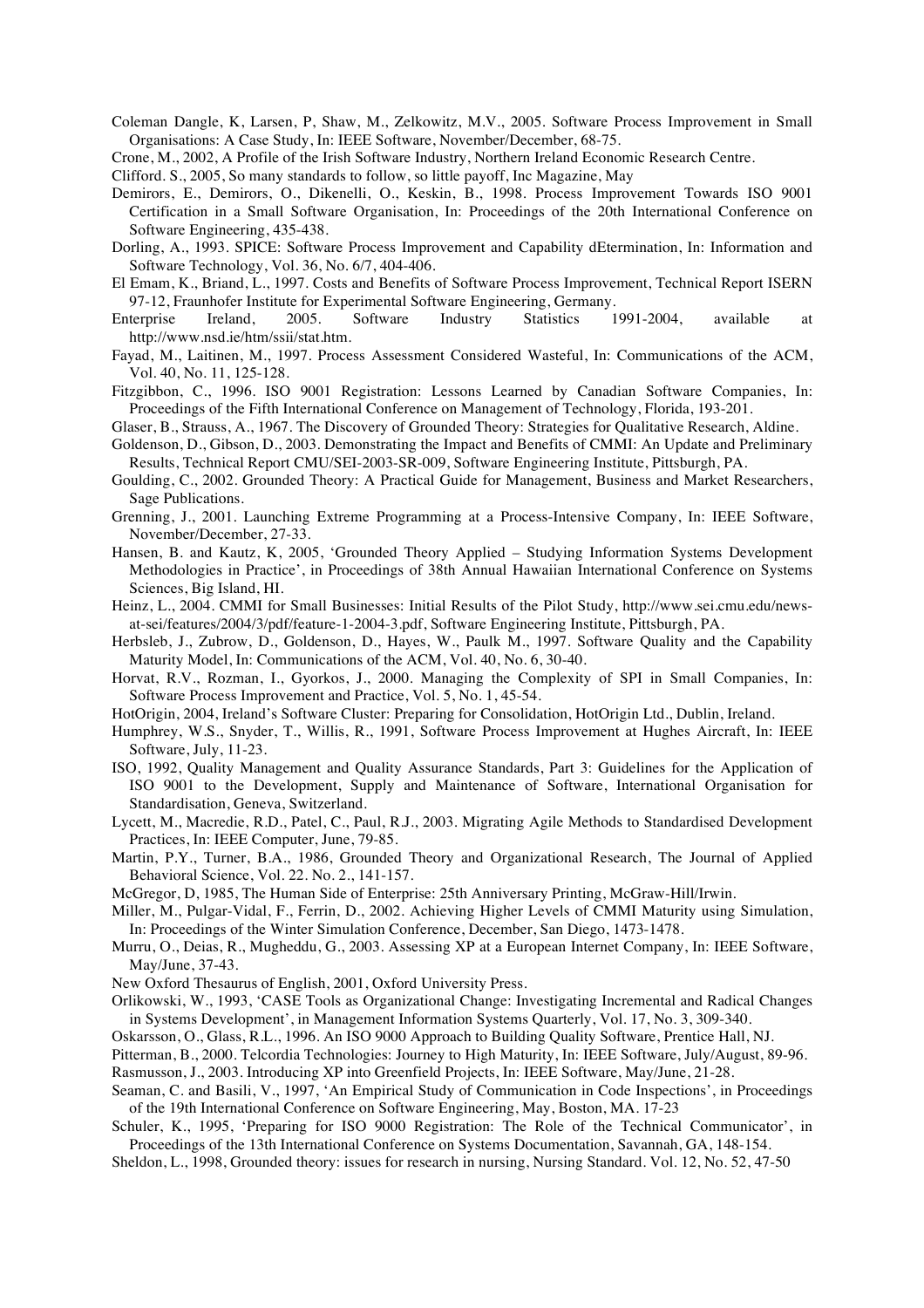Coleman Dangle, K, Larsen, P, Shaw, M., Zelkowitz, M.V., 2005. Software Process Improvement in Small Organisations: A Case Study, In: IEEE Software, November/December, 68-75.

Crone, M., 2002, A Profile of the Irish Software Industry, Northern Ireland Economic Research Centre.

Clifford. S., 2005, So many standards to follow, so little payoff, Inc Magazine, May

Demirors, E., Demirors, O., Dikenelli, O., Keskin, B., 1998. Process Improvement Towards ISO 9001 Certification in a Small Software Organisation, In: Proceedings of the 20th International Conference on Software Engineering, 435-438.

Dorling, A., 1993. SPICE: Software Process Improvement and Capability dEtermination, In: Information and Software Technology, Vol. 36, No. 6/7, 404-406.

El Emam, K., Briand, L., 1997. Costs and Benefits of Software Process Improvement, Technical Report ISERN 97-12, Fraunhofer Institute for Experimental Software Engineering, Germany.

Enterprise Ireland, 2005. Software Industry Statistics 1991-2004, available at http://www.nsd.ie/htm/ssii/stat.htm.

Fayad, M., Laitinen, M., 1997. Process Assessment Considered Wasteful, In: Communications of the ACM, Vol. 40, No. 11, 125-128.

Fitzgibbon, C., 1996. ISO 9001 Registration: Lessons Learned by Canadian Software Companies, In: Proceedings of the Fifth International Conference on Management of Technology, Florida, 193-201.

Glaser, B., Strauss, A., 1967. The Discovery of Grounded Theory: Strategies for Qualitative Research, Aldine.

Goldenson, D., Gibson, D., 2003. Demonstrating the Impact and Benefits of CMMI: An Update and Preliminary Results, Technical Report CMU/SEI-2003-SR-009, Software Engineering Institute, Pittsburgh, PA.

Goulding, C., 2002. Grounded Theory: A Practical Guide for Management, Business and Market Researchers, Sage Publications.

Grenning, J., 2001. Launching Extreme Programming at a Process-Intensive Company, In: IEEE Software, November/December, 27-33.

Hansen, B. and Kautz, K, 2005, 'Grounded Theory Applied – Studying Information Systems Development Methodologies in Practice', in Proceedings of 38th Annual Hawaiian International Conference on Systems Sciences, Big Island, HI.

Heinz, L., 2004. CMMI for Small Businesses: Initial Results of the Pilot Study, http://www.sei.cmu.edu/news-at-sei/features/2004/3/pdf/feature-1-2004-3.pdf, Software Engineering Institute, Pittsburgh, PA.

Herbsleb, J., Zubrow, D., Goldenson, D., Hayes, W., Paulk M., 1997. Software Quality and the Capability Maturity Model, In: Communications of the ACM, Vol. 40, No. 6, 30-40.

Horvat, R.V., Rozman, I., Gyorkos, J., 2000. Managing the Complexity of SPI in Small Companies, In: Software Process Improvement and Practice, Vol. 5, No. 1, 45-54.

HotOrigin, 2004, Ireland's Software Cluster: Preparing for Consolidation, HotOrigin Ltd., Dublin, Ireland.

Humphrey, W.S., Snyder, T., Willis, R., 1991, Software Process Improvement at Hughes Aircraft, In: IEEE Software, July, 11-23.

ISO, 1992, Quality Management and Quality Assurance Standards, Part 3: Guidelines for the Application of ISO 9001 to the Development, Supply and Maintenance of Software, International Organisation for Standardisation, Geneva, Switzerland.

Lycett, M., Macredie, R.D., Patel, C., Paul, R.J., 2003. Migrating Agile Methods to Standardised Development Practices, In: IEEE Computer, June, 79-85.

Martin, P.Y., Turner, B.A., 1986, Grounded Theory and Organizational Research, The Journal of Applied Behavioral Science, Vol. 22. No. 2., 141-157.

McGregor, D, 1985, The Human Side of Enterprise: 25th Anniversary Printing, McGraw-Hill/Irwin.

Miller, M., Pulgar-Vidal, F., Ferrin, D., 2002. Achieving Higher Levels of CMMI Maturity using Simulation, In: Proceedings of the Winter Simulation Conference, December, San Diego, 1473-1478.

Murru, O., Deias, R., Mugheddu, G., 2003. Assessing XP at a European Internet Company, In: IEEE Software, May/June, 37-43.

New Oxford Thesaurus of English, 2001, Oxford University Press.

Orlikowski, W., 1993, 'CASE Tools as Organizational Change: Investigating Incremental and Radical Changes in Systems Development', in Management Information Systems Quarterly, Vol. 17, No. 3, 309-340.

Oskarsson, O., Glass, R.L., 1996. An ISO 9000 Approach to Building Quality Software, Prentice Hall, NJ.

Pitterman, B., 2000. Telcordia Technologies: Journey to High Maturity, In: IEEE Software, July/August, 89-96.

Rasmusson, J., 2003. Introducing XP into Greenfield Projects, In: IEEE Software, May/June, 21-28.

Seaman, C. and Basili, V., 1997, 'An Empirical Study of Communication in Code Inspections', in Proceedings of the 19th International Conference on Software Engineering, May, Boston, MA. 17-23

Schuler, K., 1995, 'Preparing for ISO 9000 Registration: The Role of the Technical Communicator', in Proceedings of the 13th International Conference on Systems Documentation, Savannah, GA, 148-154.

Sheldon, L., 1998, Grounded theory: issues for research in nursing, Nursing Standard. Vol. 12, No. 52, 47-50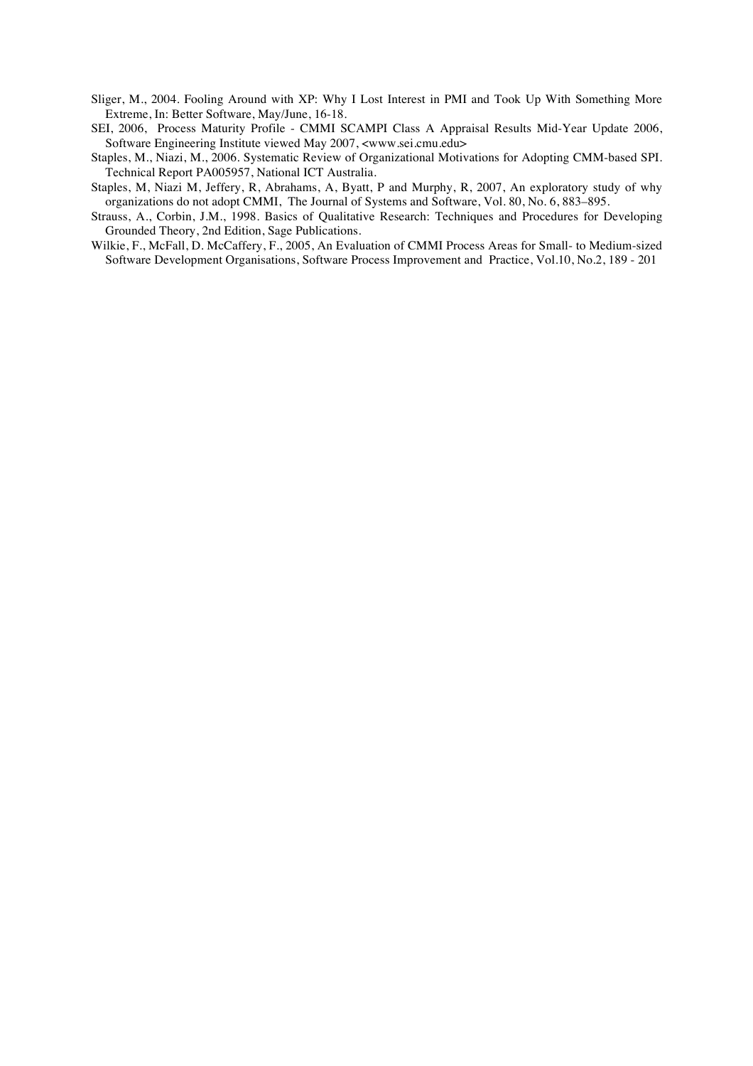Sliger, M., 2004. Fooling Around with XP: Why I Lost Interest in PMI and Took Up With Something More Extreme, In: Better Software, May/June, 16-18.

SEI, 2006, Process Maturity Profile - CMMI SCAMPI Class A Appraisal Results Mid-Year Update 2006, Software Engineering Institute viewed May 2007, <www.sei.cmu.edu>

Staples, M., Niazi, M., 2006. Systematic Review of Organizational Motivations for Adopting CMM-based SPI. Technical Report PA005957, National ICT Australia.

Staples, M, Niazi M, Jeffery, R, Abrahams, A, Byatt, P and Murphy, R, 2007, An exploratory study of why organizations do not adopt CMMI, The Journal of Systems and Software, Vol. 80, No. 6, 883–895.

Strauss, A., Corbin, J.M., 1998. Basics of Qualitative Research: Techniques and Procedures for Developing Grounded Theory, 2nd Edition, Sage Publications.

Wilkie, F., McFall, D. McCaffery, F., 2005, An Evaluation of CMMI Process Areas for Small- to Medium-sized Software Development Organisations, Software Process Improvement and Practice, Vol.10, No.2, 189 - 201